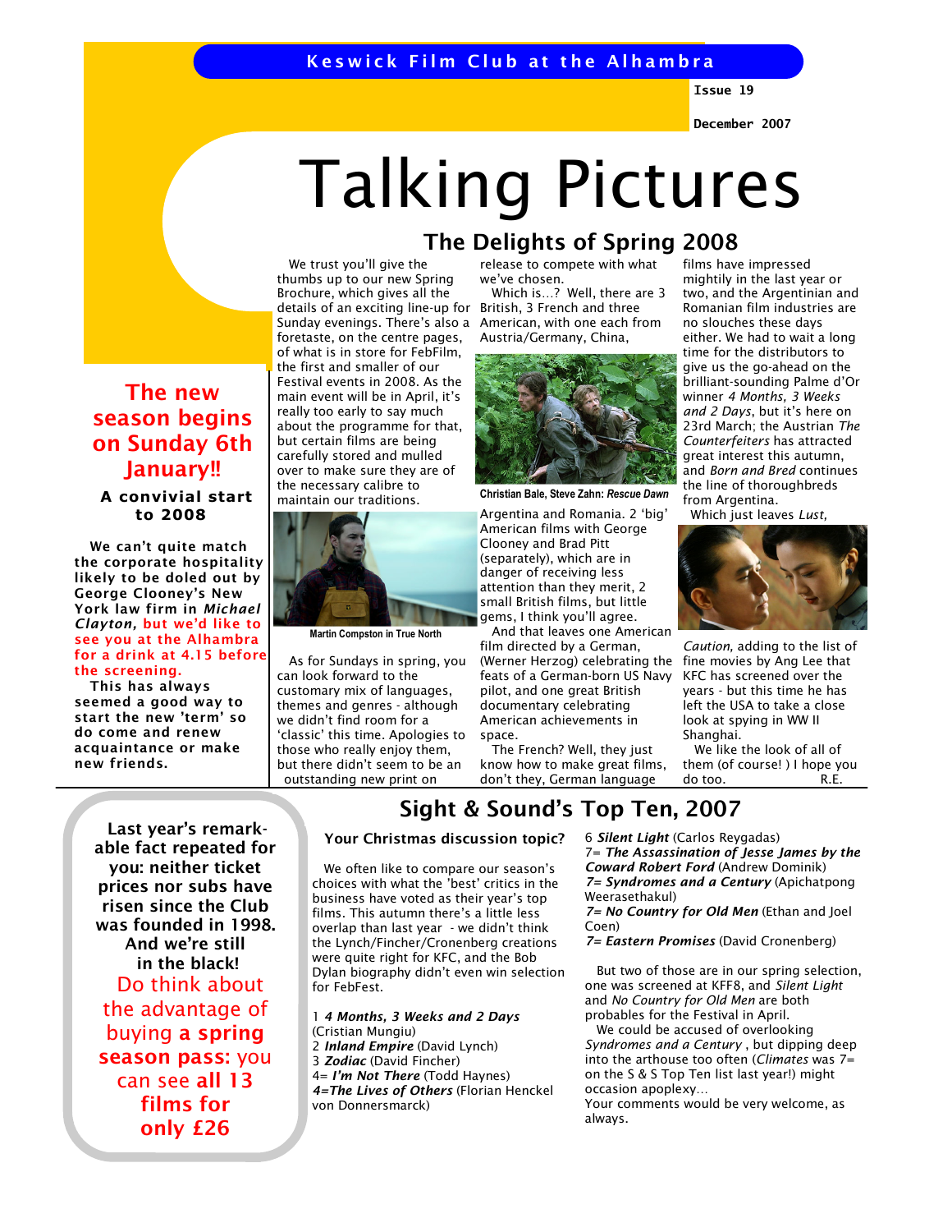Keswick Film Club at the Alhambra

Issue 19

December 2007

# Talking Pictures

## The Delights of Spring 2008

We trust you'll give the thumbs up to our new Spring Brochure, which gives all the details of an exciting line-up for Sunday evenings. There's also a foretaste, on the centre pages, of what is in store for FebFilm, the first and smaller of our Festival events in 2008. As the main event will be in April, it's really too early to say much about the programme for that, but certain films are being carefully stored and mulled over to make sure they are of the necessary calibre to maintain our traditions.

Martin Compston in True North

As for Sundays in spring, you can look forward to the customary mix of languages, themes and genres - although we didn't find room for a 'classic' this time. Apologies to those who really enjoy them, but there didn't seem to be an outstanding new print on release to compete with what we've chosen.

Which is…? Well, there are 3 British, 3 French and three American, with one each from Austria/Germany, China, Argentina and Romania. 2 'big' American films with George Clooney and Brad Pitt (separately), which are in danger of receiving less attention than they merit, 2 small British films, but little gems, I think you'll agree.

Christian Bale, Steve Zahn: *Rescue Dawn*

And that leaves one American film directed by a German, (Werner Herzog) celebrating the feats of a German-born US Navy pilot, and one great British documentary celebrating American achievements in space.

The French? Well, they just know how to make great films, don't they, German language films have impressed mightily in the last year or two, and the Argentinian and Romanian film industries are no slouches these days either. We had to wait a long time for the distributors to give us the go-ahead on the brilliant-sounding Palme d'Or winner *4 Months, 3 Weeks and 2 Days*, but it's here on 23rd March; the Austrian *The Counterfeiters* has attracted great interest this autumn, and *Born and Bred* continues the line of thoroughbreds from Argentina.

Which just leaves *Lust, Caution,* adding to the list of fine movies by Ang Lee that KFC has screened over the years - but this time he has left the USA to take a close look at spying in WW II Shanghai.

We like the look of all of them (of course! ) I hope you do too. R.E.

### The new season begins on Sunday 6th January!!

**A convivial start to 2008**

**We can't quite match the corporate hospitality likely to be doled out by George Clooney's New York law firm in *Michael Clayton,* but we'd like to see you at the Alhambra for a drink at 4.15 before the screening.**

**This has always seemed a good way to start the new 'term' so do come and renew acquaintance or make new friends.**

## Sight & Sound's Top Ten, 2007

**Your Christmas discussion topic?**

We often like to compare our season's choices with what the 'best' critics in the business have voted as their year's top films. This autumn there's a little less overlap than last year - we didn't think the Lynch/Fincher/Cronenberg creations were quite right for KFC, and the Bob Dylan biography didn't even win selection for FebFest.

1 ***4 Months, 3 Weeks and 2 Days*** (Cristian Mungiu)
2 ***Inland Empire*** (David Lynch)
3 ***Zodiac*** (David Fincher)
4= ***I'm Not There*** (Todd Haynes)
4= ***The Lives of Others*** (Florian Henckel von Donnersmarck)
6 ***Silent Light*** (Carlos Reygadas)
7= ***The Assassination of Jesse James by the Coward Robert Ford*** (Andrew Dominik)
7= ***Syndromes and a Century*** (Apichatpong Weerasethakul)
7= ***No Country for Old Men*** (Ethan and Joel Coen)
7= ***Eastern Promises*** (David Cronenberg)

But two of those are in our spring selection, one was screened at KFF8, and *Silent Light* and *No Country for Old Men* are both probables for the Festival in April.

We could be accused of overlooking *Syndromes and a Century* , but dipping deep into the arthouse too often (*Climates* was 7= on the S & S Top Ten list last year!) might occasion apoplexy…

Your comments would be very welcome, as always.

**Last year's remarkable fact repeated for you: neither ticket prices nor subs have risen since the Club was founded in 1998. And we're still in the black!**

Do think about the advantage of buying **a spring season pass:** you can see **all 13 films for only £26**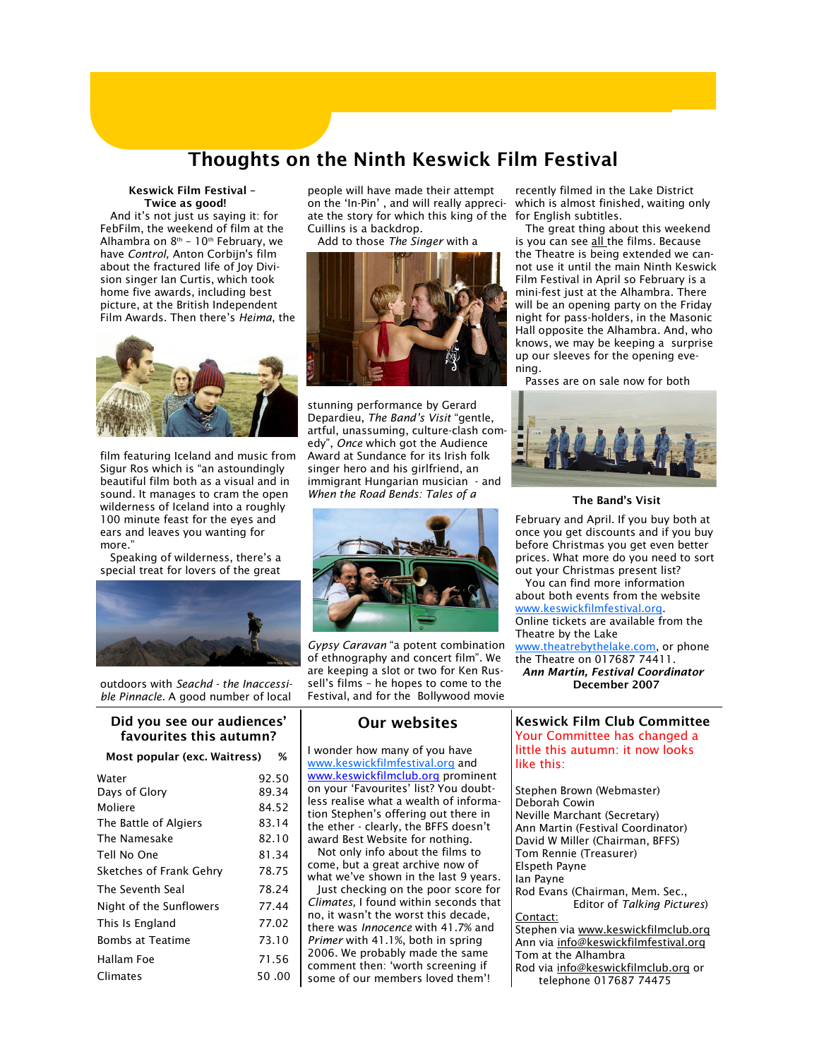# Thoughts on the Ninth Keswick Film Festival

**Keswick Film Festival – Twice as good!**

And it's not just us saying it: for FebFilm, the weekend of film at the Alhambra on 8th – 10th February, we have *Control*, Anton Corbijn's film about the fractured life of Joy Division singer Ian Curtis, which took home five awards, including best picture, at the British Independent Film Awards. Then there's *Heima*, the film featuring Iceland and music from Sigur Ros which is "an astoundingly beautiful film both as a visual and in sound. It manages to cram the open wilderness of Iceland into a roughly 100 minute feast for the eyes and ears and leaves you wanting for more."

Speaking of wilderness, there's a special treat for lovers of the great outdoors with *Seachd - the Inaccessible Pinnacle*. A good number of local people will have made their attempt on the 'In-Pin' , and will really appreciate the story for which this king of the Cuillins is a backdrop.

Add to those *The Singer* with a stunning performance by Gerard Depardieu, *The Band's Visit* "gentle, artful, unassuming, culture-clash comedy", *Once* which got the Audience Award at Sundance for its Irish folk singer hero and his girlfriend, an immigrant Hungarian musician - and *When the Road Bends: Tales of a Gypsy Caravan* "a potent combination of ethnography and concert film". We are keeping a slot or two for Ken Russell's films – he hopes to come to the Festival, and for the Bollywood movie recently filmed in the Lake District which is almost finished, waiting only for English subtitles.

The great thing about this weekend is you can see all the films. Because the Theatre is being extended we cannot use it until the main Ninth Keswick Film Festival in April so February is a mini-fest just at the Alhambra. There will be an opening party on the Friday night for pass-holders, in the Masonic Hall opposite the Alhambra. And, who knows, we may be keeping a surprise up our sleeves for the opening evening.

Passes are on sale now for both

**The Band's Visit**

February and April. If you buy both at once you get discounts and if you buy before Christmas you get even better prices. What more do you need to sort out your Christmas present list?

You can find more information about both events from the website www.keswickfilmfestival.org. Online tickets are available from the Theatre by the Lake www.theatrebythelake.com, or phone the Theatre on 017687 74411.

***Ann Martin, Festival Coordinator***
**December 2007**

## Did you see our audiences' favourites this autumn?

| Most popular (exc. Waitress) | % |
|---|---|
| Water | 92.50 |
| Days of Glory | 89.34 |
| Moliere | 84.52 |
| The Battle of Algiers | 83.14 |
| The Namesake | 82.10 |
| Tell No One | 81.34 |
| Sketches of Frank Gehry | 78.75 |
| The Seventh Seal | 78.24 |
| Night of the Sunflowers | 77.44 |
| This Is England | 77.02 |
| Bombs at Teatime | 73.10 |
| Hallam Foe | 71.56 |
| Climates | 50 .00 |

## Our websites

I wonder how many of you have www.keswickfilmfestival.org and www.keswickfilmclub.org prominent on your 'Favourites' list? You doubtless realise what a wealth of information Stephen's offering out there in the ether - clearly, the BFFS doesn't award Best Website for nothing.

Not only info about the films to come, but a great archive now of what we've shown in the last 9 years.

Just checking on the poor score for *Climates*, I found within seconds that no, it wasn't the worst this decade, there was *Innocence* with 41.7% and *Primer* with 41.1%, both in spring 2006. We probably made the same comment then: 'worth screening if some of our members loved them'!

## Keswick Film Club Committee

Your Committee has changed a little this autumn: it now looks like this:

Stephen Brown (Webmaster)
Deborah Cowin
Neville Marchant (Secretary)
Ann Martin (Festival Coordinator)
David W Miller (Chairman, BFFS)
Tom Rennie (Treasurer)
Elspeth Payne
Ian Payne
Rod Evans (Chairman, Mem. Sec., Editor of *Talking Pictures*)

Contact:
Stephen via www.keswickfilmclub.org
Ann via info@keswickfilmfestival.org
Tom at the Alhambra
Rod via info@keswickfilmclub.org or telephone 017687 74475